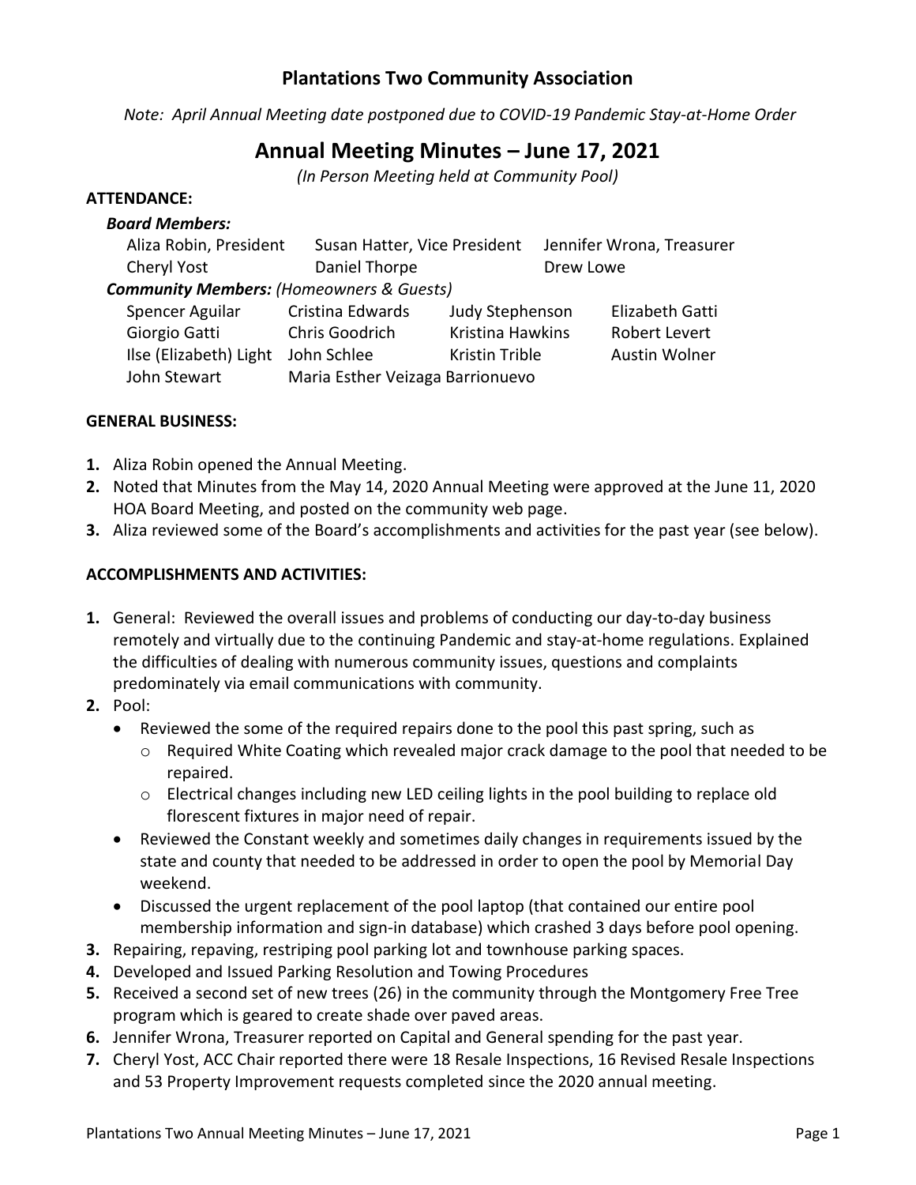# Plantations Two Community Association

*Note: April Annual Meeting date postponed due to COVID-19 Pandemic Stay-at-Home Order*

## Annual Meeting Minutes – June 17, 2021

*(In Person Meeting held at Community Pool)*

**ATTENDANCE:**

***Board Members:***

| | | |
|---|---|---|
| Aliza Robin, President | Susan Hatter, Vice President | Jennifer Wrona, Treasurer |
| Cheryl Yost | Daniel Thorpe | Drew Lowe |

***Community Members:*** *(Homeowners & Guests)*

| | | | |
|---|---|---|---|
| Spencer Aguilar | Cristina Edwards | Judy Stephenson | Elizabeth Gatti |
| Giorgio Gatti | Chris Goodrich | Kristina Hawkins | Robert Levert |
| Ilse (Elizabeth) Light | John Schlee | Kristin Trible | Austin Wolner |
| John Stewart | Maria Esther Veizaga Barrionuevo | | |

**GENERAL BUSINESS:**

1. Aliza Robin opened the Annual Meeting.
2. Noted that Minutes from the May 14, 2020 Annual Meeting were approved at the June 11, 2020 HOA Board Meeting, and posted on the community web page.
3. Aliza reviewed some of the Board's accomplishments and activities for the past year (see below).

**ACCOMPLISHMENTS AND ACTIVITIES:**

1. General: Reviewed the overall issues and problems of conducting our day-to-day business remotely and virtually due to the continuing Pandemic and stay-at-home regulations. Explained the difficulties of dealing with numerous community issues, questions and complaints predominately via email communications with community.
2. Pool:
   - Reviewed the some of the required repairs done to the pool this past spring, such as
     - Required White Coating which revealed major crack damage to the pool that needed to be repaired.
     - Electrical changes including new LED ceiling lights in the pool building to replace old florescent fixtures in major need of repair.
   - Reviewed the Constant weekly and sometimes daily changes in requirements issued by the state and county that needed to be addressed in order to open the pool by Memorial Day weekend.
   - Discussed the urgent replacement of the pool laptop (that contained our entire pool membership information and sign-in database) which crashed 3 days before pool opening.
3. Repairing, repaving, restriping pool parking lot and townhouse parking spaces.
4. Developed and Issued Parking Resolution and Towing Procedures
5. Received a second set of new trees (26) in the community through the Montgomery Free Tree program which is geared to create shade over paved areas.
6. Jennifer Wrona, Treasurer reported on Capital and General spending for the past year.
7. Cheryl Yost, ACC Chair reported there were 18 Resale Inspections, 16 Revised Resale Inspections and 53 Property Improvement requests completed since the 2020 annual meeting.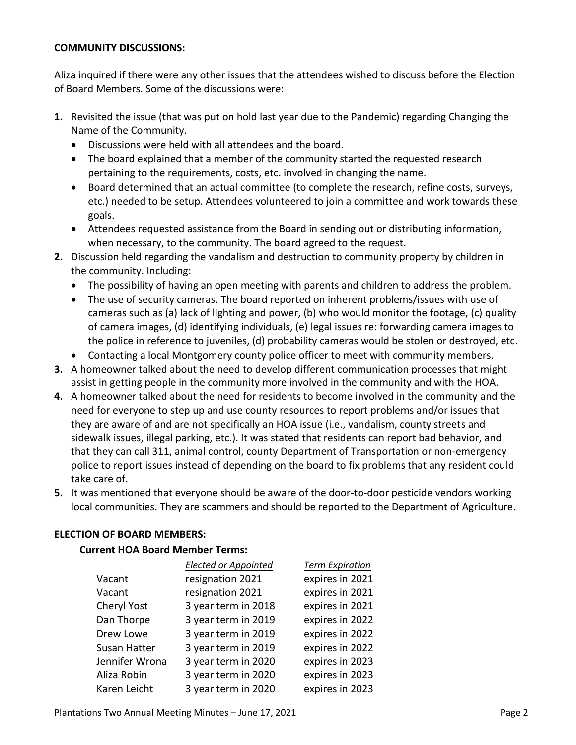**COMMUNITY DISCUSSIONS:**

Aliza inquired if there were any other issues that the attendees wished to discuss before the Election of Board Members. Some of the discussions were:

1. Revisited the issue (that was put on hold last year due to the Pandemic) regarding Changing the Name of the Community.
   - Discussions were held with all attendees and the board.
   - The board explained that a member of the community started the requested research pertaining to the requirements, costs, etc. involved in changing the name.
   - Board determined that an actual committee (to complete the research, refine costs, surveys, etc.) needed to be setup. Attendees volunteered to join a committee and work towards these goals.
   - Attendees requested assistance from the Board in sending out or distributing information, when necessary, to the community. The board agreed to the request.
2. Discussion held regarding the vandalism and destruction to community property by children in the community. Including:
   - The possibility of having an open meeting with parents and children to address the problem.
   - The use of security cameras. The board reported on inherent problems/issues with use of cameras such as (a) lack of lighting and power, (b) who would monitor the footage, (c) quality of camera images, (d) identifying individuals, (e) legal issues re: forwarding camera images to the police in reference to juveniles, (d) probability cameras would be stolen or destroyed, etc.
   - Contacting a local Montgomery county police officer to meet with community members.
3. A homeowner talked about the need to develop different communication processes that might assist in getting people in the community more involved in the community and with the HOA.
4. A homeowner talked about the need for residents to become involved in the community and the need for everyone to step up and use county resources to report problems and/or issues that they are aware of and are not specifically an HOA issue (i.e., vandalism, county streets and sidewalk issues, illegal parking, etc.). It was stated that residents can report bad behavior, and that they can call 311, animal control, county Department of Transportation or non-emergency police to report issues instead of depending on the board to fix problems that any resident could take care of.
5. It was mentioned that everyone should be aware of the door-to-door pesticide vendors working local communities. They are scammers and should be reported to the Department of Agriculture.

**ELECTION OF BOARD MEMBERS:**

**Current HOA Board Member Terms:**

| | *Elected or Appointed* | *Term Expiration* |
|---|---|---|
| Vacant | resignation 2021 | expires in 2021 |
| Vacant | resignation 2021 | expires in 2021 |
| Cheryl Yost | 3 year term in 2018 | expires in 2021 |
| Dan Thorpe | 3 year term in 2019 | expires in 2022 |
| Drew Lowe | 3 year term in 2019 | expires in 2022 |
| Susan Hatter | 3 year term in 2019 | expires in 2022 |
| Jennifer Wrona | 3 year term in 2020 | expires in 2023 |
| Aliza Robin | 3 year term in 2020 | expires in 2023 |
| Karen Leicht | 3 year term in 2020 | expires in 2023 |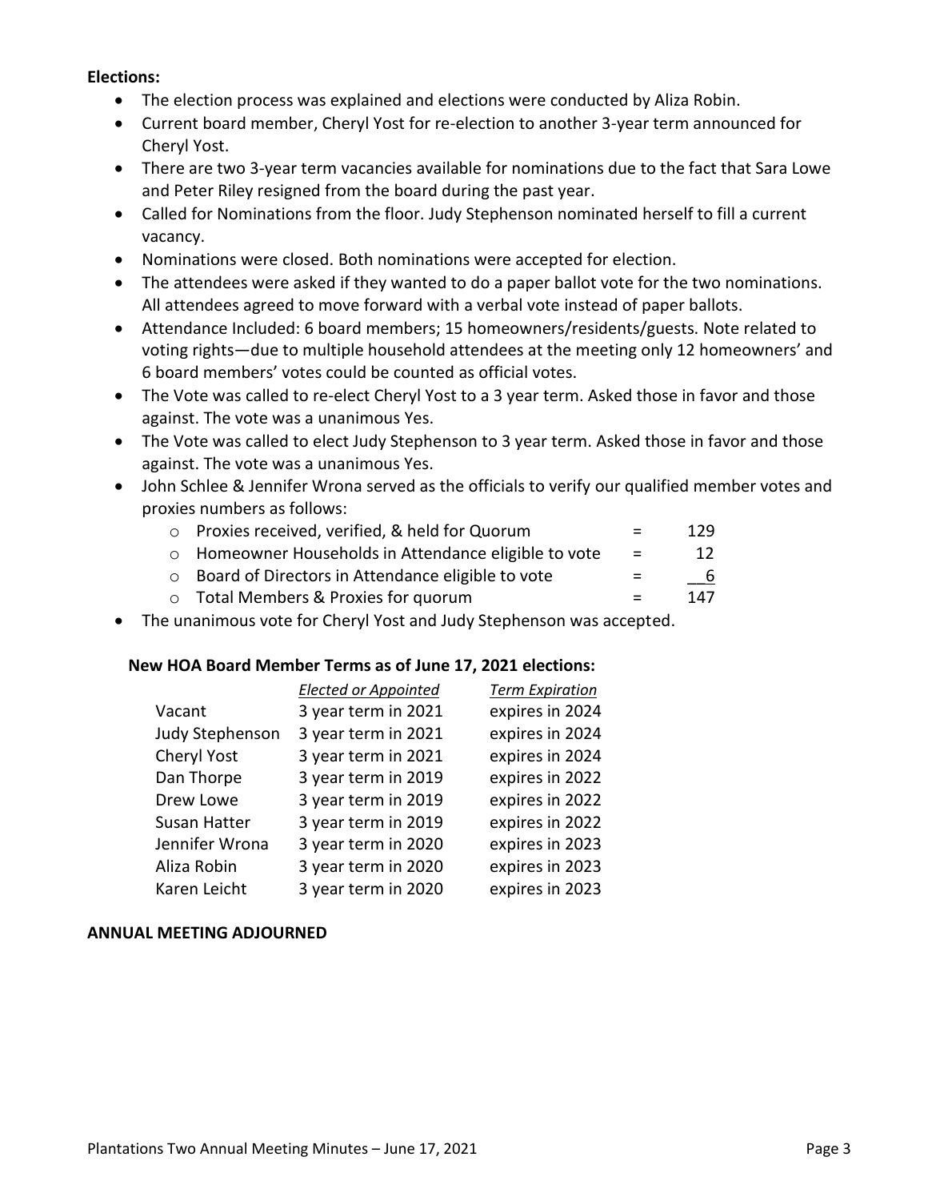**Elections:**

- The election process was explained and elections were conducted by Aliza Robin.
- Current board member, Cheryl Yost for re-election to another 3-year term announced for Cheryl Yost.
- There are two 3-year term vacancies available for nominations due to the fact that Sara Lowe and Peter Riley resigned from the board during the past year.
- Called for Nominations from the floor. Judy Stephenson nominated herself to fill a current vacancy.
- Nominations were closed. Both nominations were accepted for election.
- The attendees were asked if they wanted to do a paper ballot vote for the two nominations. All attendees agreed to move forward with a verbal vote instead of paper ballots.
- Attendance Included: 6 board members; 15 homeowners/residents/guests. Note related to voting rights—due to multiple household attendees at the meeting only 12 homeowners' and 6 board members' votes could be counted as official votes.
- The Vote was called to re-elect Cheryl Yost to a 3 year term. Asked those in favor and those against. The vote was a unanimous Yes.
- The Vote was called to elect Judy Stephenson to 3 year term. Asked those in favor and those against. The vote was a unanimous Yes.
- John Schlee & Jennifer Wrona served as the officials to verify our qualified member votes and proxies numbers as follows:
  - Proxies received, verified, & held for Quorum = 129
  - Homeowner Households in Attendance eligible to vote = 12
  - Board of Directors in Attendance eligible to vote = 6
  - Total Members & Proxies for quorum = 147
- The unanimous vote for Cheryl Yost and Judy Stephenson was accepted.

**New HOA Board Member Terms as of June 17, 2021 elections:**

| | *Elected or Appointed* | *Term Expiration* |
|---|---|---|
| Vacant | 3 year term in 2021 | expires in 2024 |
| Judy Stephenson | 3 year term in 2021 | expires in 2024 |
| Cheryl Yost | 3 year term in 2021 | expires in 2024 |
| Dan Thorpe | 3 year term in 2019 | expires in 2022 |
| Drew Lowe | 3 year term in 2019 | expires in 2022 |
| Susan Hatter | 3 year term in 2019 | expires in 2022 |
| Jennifer Wrona | 3 year term in 2020 | expires in 2023 |
| Aliza Robin | 3 year term in 2020 | expires in 2023 |
| Karen Leicht | 3 year term in 2020 | expires in 2023 |

**ANNUAL MEETING ADJOURNED**